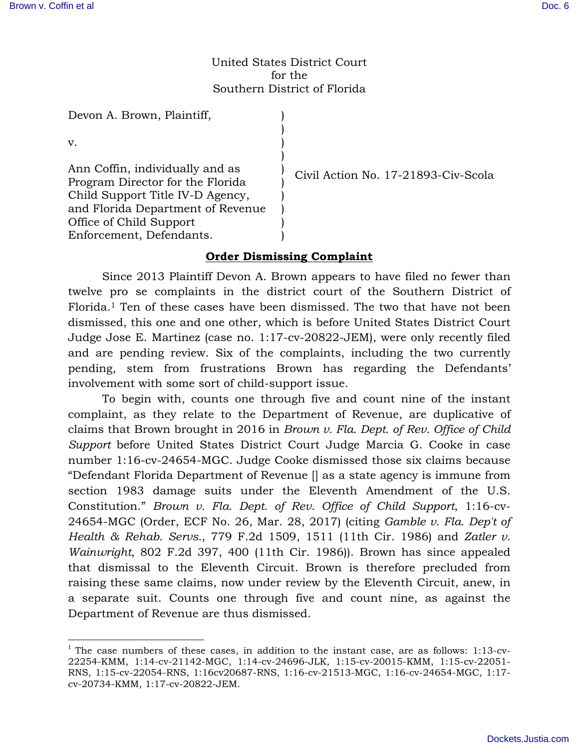United States District Court
for the
Southern District of Florida

| | | |
|---|---|---|
| Devon A. Brown, Plaintiff, | ) | |
| | ) | |
| v. | ) | |
| | ) | |
| Ann Coffin, individually and as Program Director for the Florida Child Support Title IV-D Agency, and Florida Department of Revenue Office of Child Support Enforcement, Defendants. | ) | Civil Action No. 17-21893-Civ-Scola |

## Order Dismissing Complaint

Since 2013 Plaintiff Devon A. Brown appears to have filed no fewer than twelve pro se complaints in the district court of the Southern District of Florida.[1] Ten of these cases have been dismissed. The two that have not been dismissed, this one and one other, which is before United States District Court Judge Jose E. Martinez (case no. 1:17-cv-20822-JEM), were only recently filed and are pending review. Six of the complaints, including the two currently pending, stem from frustrations Brown has regarding the Defendants' involvement with some sort of child-support issue.

To begin with, counts one through five and count nine of the instant complaint, as they relate to the Department of Revenue, are duplicative of claims that Brown brought in 2016 in *Brown v. Fla. Dept. of Rev. Office of Child Support* before United States District Court Judge Marcia G. Cooke in case number 1:16-cv-24654-MGC. Judge Cooke dismissed those six claims because "Defendant Florida Department of Revenue [] as a state agency is immune from section 1983 damage suits under the Eleventh Amendment of the U.S. Constitution." *Brown v. Fla. Dept. of Rev. Office of Child Support*, 1:16-cv-24654-MGC (Order, ECF No. 26, Mar. 28, 2017) (citing *Gamble v. Fla. Dep't of Health & Rehab. Servs.*, 779 F.2d 1509, 1511 (11th Cir. 1986) and *Zatler v. Wainwright*, 802 F.2d 397, 400 (11th Cir. 1986)). Brown has since appealed that dismissal to the Eleventh Circuit. Brown is therefore precluded from raising these same claims, now under review by the Eleventh Circuit, anew, in a separate suit. Counts one through five and count nine, as against the Department of Revenue are thus dismissed.

---

[1] The case numbers of these cases, in addition to the instant case, are as follows: 1:13-cv-22254-KMM, 1:14-cv-21142-MGC, 1:14-cv-24696-JLK, 1:15-cv-20015-KMM, 1:15-cv-22051-RNS, 1:15-cv-22054-RNS, 1:16cv20687-RNS, 1:16-cv-21513-MGC, 1:16-cv-24654-MGC, 1:17-cv-20734-KMM, 1:17-cv-20822-JEM.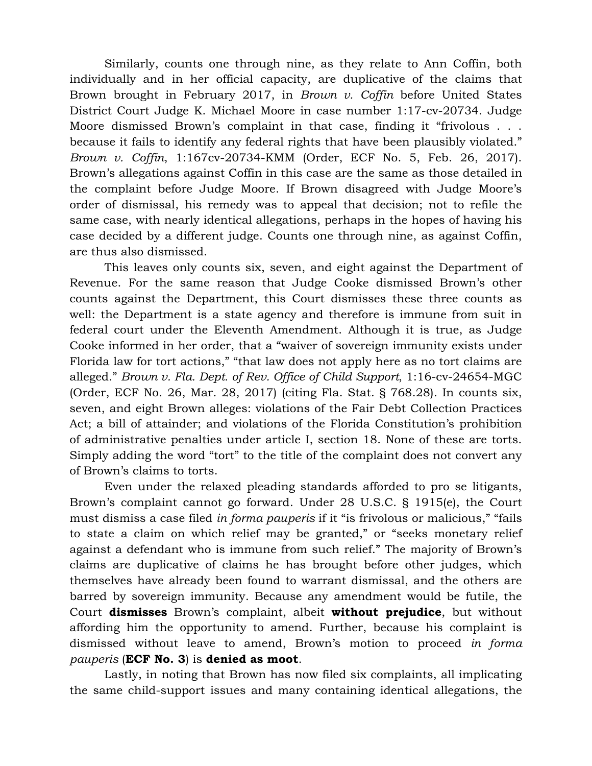Similarly, counts one through nine, as they relate to Ann Coffin, both individually and in her official capacity, are duplicative of the claims that Brown brought in February 2017, in *Brown v. Coffin* before United States District Court Judge K. Michael Moore in case number 1:17-cv-20734. Judge Moore dismissed Brown's complaint in that case, finding it "frivolous . . . because it fails to identify any federal rights that have been plausibly violated." *Brown v. Coffin*, 1:167cv-20734-KMM (Order, ECF No. 5, Feb. 26, 2017). Brown's allegations against Coffin in this case are the same as those detailed in the complaint before Judge Moore. If Brown disagreed with Judge Moore's order of dismissal, his remedy was to appeal that decision; not to refile the same case, with nearly identical allegations, perhaps in the hopes of having his case decided by a different judge. Counts one through nine, as against Coffin, are thus also dismissed.

This leaves only counts six, seven, and eight against the Department of Revenue. For the same reason that Judge Cooke dismissed Brown's other counts against the Department, this Court dismisses these three counts as well: the Department is a state agency and therefore is immune from suit in federal court under the Eleventh Amendment. Although it is true, as Judge Cooke informed in her order, that a "waiver of sovereign immunity exists under Florida law for tort actions," "that law does not apply here as no tort claims are alleged." *Brown v. Fla. Dept. of Rev. Office of Child Support*, 1:16-cv-24654-MGC (Order, ECF No. 26, Mar. 28, 2017) (citing Fla. Stat. § 768.28). In counts six, seven, and eight Brown alleges: violations of the Fair Debt Collection Practices Act; a bill of attainder; and violations of the Florida Constitution's prohibition of administrative penalties under article I, section 18. None of these are torts. Simply adding the word "tort" to the title of the complaint does not convert any of Brown's claims to torts.

Even under the relaxed pleading standards afforded to pro se litigants, Brown's complaint cannot go forward. Under 28 U.S.C. § 1915(e), the Court must dismiss a case filed *in forma pauperis* if it "is frivolous or malicious," "fails to state a claim on which relief may be granted," or "seeks monetary relief against a defendant who is immune from such relief." The majority of Brown's claims are duplicative of claims he has brought before other judges, which themselves have already been found to warrant dismissal, and the others are barred by sovereign immunity. Because any amendment would be futile, the Court **dismisses** Brown's complaint, albeit **without prejudice**, but without affording him the opportunity to amend. Further, because his complaint is dismissed without leave to amend, Brown's motion to proceed *in forma pauperis* (**ECF No. 3**) is **denied as moot**.

Lastly, in noting that Brown has now filed six complaints, all implicating the same child-support issues and many containing identical allegations, the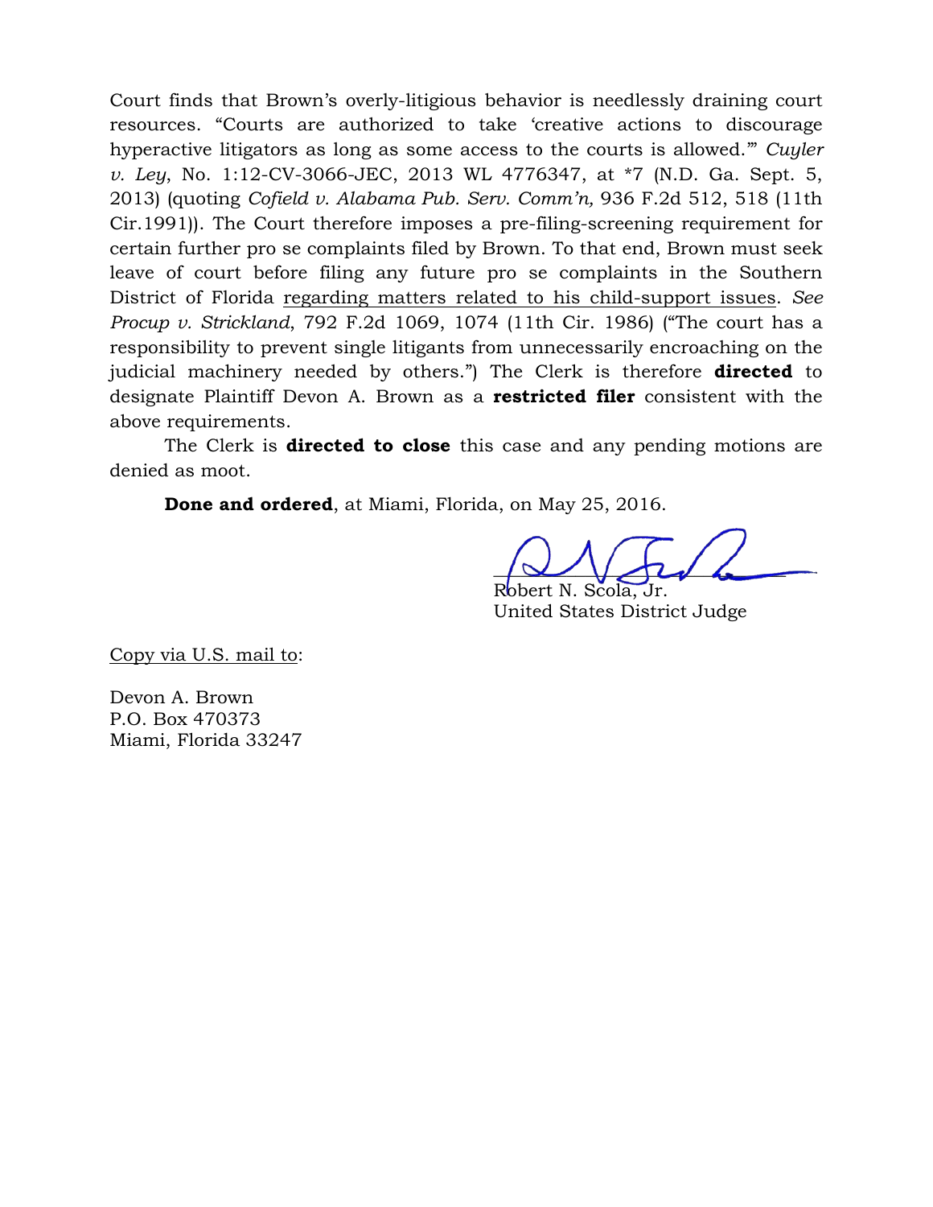Court finds that Brown's overly-litigious behavior is needlessly draining court resources. "Courts are authorized to take 'creative actions to discourage hyperactive litigators as long as some access to the courts is allowed.'" *Cuyler v. Ley*, No. 1:12-CV-3066-JEC, 2013 WL 4776347, at *7 (N.D. Ga. Sept. 5, 2013) (quoting *Cofield v. Alabama Pub. Serv. Comm'n,* 936 F.2d 512, 518 (11th Cir.1991)). The Court therefore imposes a pre-filing-screening requirement for certain further pro se complaints filed by Brown. To that end, Brown must seek leave of court before filing any future pro se complaints in the Southern District of Florida <u>regarding matters related to his child-support issues</u>. *See Procup v. Strickland*, 792 F.2d 1069, 1074 (11th Cir. 1986) ("The court has a responsibility to prevent single litigants from unnecessarily encroaching on the judicial machinery needed by others.") The Clerk is therefore **directed** to designate Plaintiff Devon A. Brown as a **restricted filer** consistent with the above requirements.

The Clerk is **directed to close** this case and any pending motions are denied as moot.

**Done and ordered**, at Miami, Florida, on May 25, 2016.

Robert N. Scola, Jr.
United States District Judge

<u>Copy via U.S. mail to</u>:

Devon A. Brown
P.O. Box 470373
Miami, Florida 33247